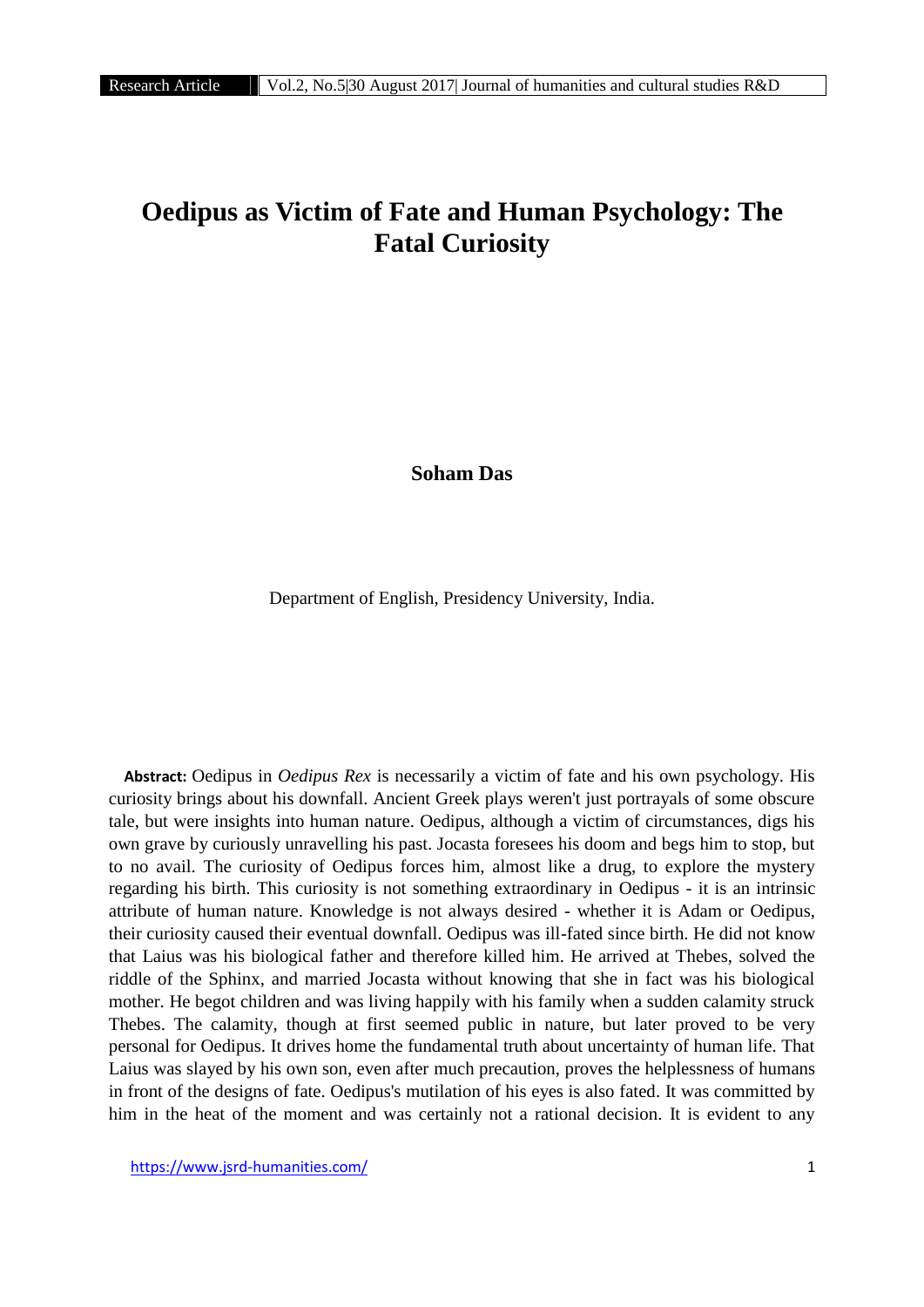# Oedipus as Victim of Fate and Human Psychology: The Fatal Curiosity

**Soham Das**

Department of English, Presidency University, India.

**Abstract:** Oedipus in *Oedipus Rex* is necessarily a victim of fate and his own psychology. His curiosity brings about his downfall. Ancient Greek plays weren't just portrayals of some obscure tale, but were insights into human nature. Oedipus, although a victim of circumstances, digs his own grave by curiously unravelling his past. Jocasta foresees his doom and begs him to stop, but to no avail. The curiosity of Oedipus forces him, almost like a drug, to explore the mystery regarding his birth. This curiosity is not something extraordinary in Oedipus - it is an intrinsic attribute of human nature. Knowledge is not always desired - whether it is Adam or Oedipus, their curiosity caused their eventual downfall. Oedipus was ill-fated since birth. He did not know that Laius was his biological father and therefore killed him. He arrived at Thebes, solved the riddle of the Sphinx, and married Jocasta without knowing that she in fact was his biological mother. He begot children and was living happily with his family when a sudden calamity struck Thebes. The calamity, though at first seemed public in nature, but later proved to be very personal for Oedipus. It drives home the fundamental truth about uncertainty of human life. That Laius was slayed by his own son, even after much precaution, proves the helplessness of humans in front of the designs of fate. Oedipus's mutilation of his eyes is also fated. It was committed by him in the heat of the moment and was certainly not a rational decision. It is evident to any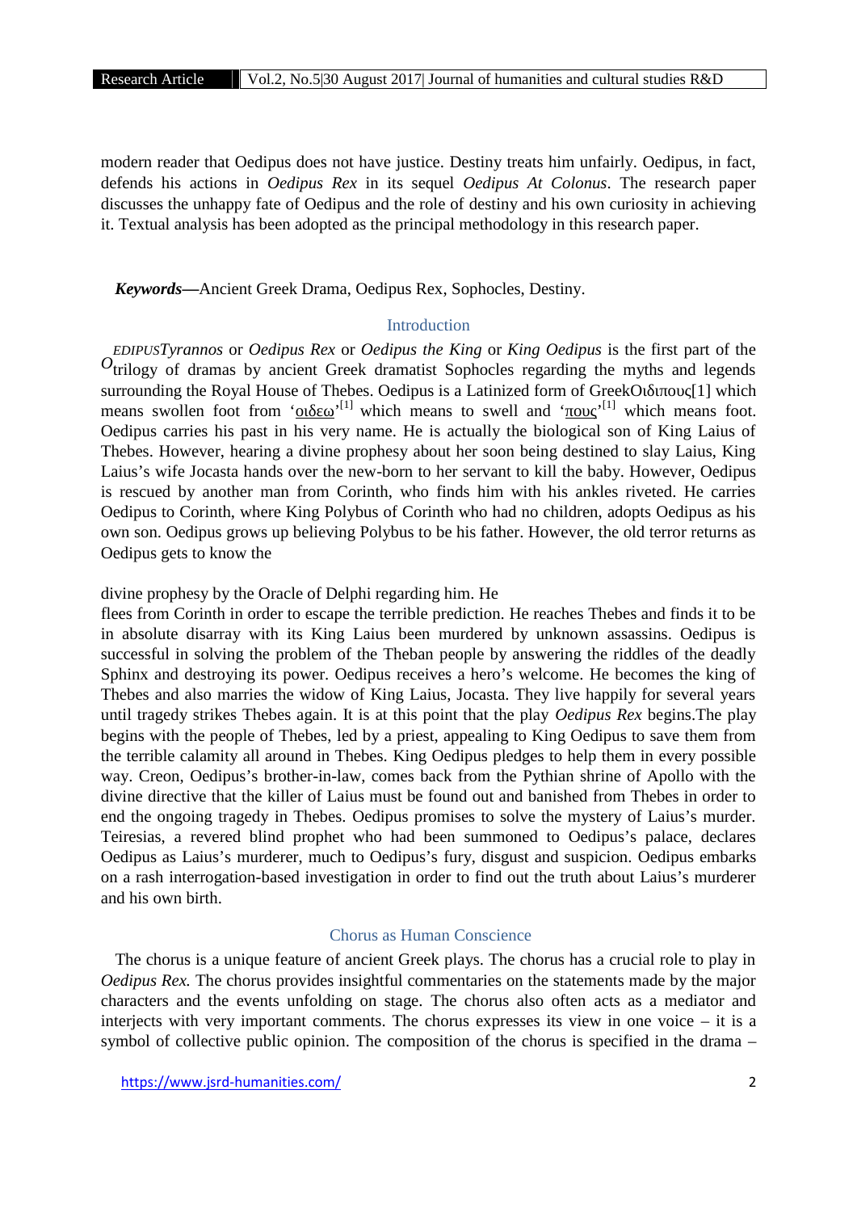modern reader that Oedipus does not have justice. Destiny treats him unfairly. Oedipus, in fact, defends his actions in *Oedipus Rex* in its sequel *Oedipus At Colonus*. The research paper discusses the unhappy fate of Oedipus and the role of destiny and his own curiosity in achieving it. Textual analysis has been adopted as the principal methodology in this research paper.

***Keywords—***Ancient Greek Drama, Oedipus Rex, Sophocles, Destiny.

## Introduction

*OEDIPUSTyrannos* or *Oedipus Rex* or *Oedipus the King* or *King Oedipus* is the first part of the trilogy of dramas by ancient Greek dramatist Sophocles regarding the myths and legends surrounding the Royal House of Thebes. Oedipus is a Latinized form of GreekΟιδιπους[1] which means swollen foot from 'οιδεω'[1] which means to swell and 'πους'[1] which means foot. Oedipus carries his past in his very name. He is actually the biological son of King Laius of Thebes. However, hearing a divine prophesy about her soon being destined to slay Laius, King Laius's wife Jocasta hands over the new-born to her servant to kill the baby. However, Oedipus is rescued by another man from Corinth, who finds him with his ankles riveted. He carries Oedipus to Corinth, where King Polybus of Corinth who had no children, adopts Oedipus as his own son. Oedipus grows up believing Polybus to be his father. However, the old terror returns as Oedipus gets to know the

divine prophesy by the Oracle of Delphi regarding him. He flees from Corinth in order to escape the terrible prediction. He reaches Thebes and finds it to be in absolute disarray with its King Laius been murdered by unknown assassins. Oedipus is successful in solving the problem of the Theban people by answering the riddles of the deadly Sphinx and destroying its power. Oedipus receives a hero's welcome. He becomes the king of Thebes and also marries the widow of King Laius, Jocasta. They live happily for several years until tragedy strikes Thebes again. It is at this point that the play *Oedipus Rex* begins.The play begins with the people of Thebes, led by a priest, appealing to King Oedipus to save them from the terrible calamity all around in Thebes. King Oedipus pledges to help them in every possible way. Creon, Oedipus's brother-in-law, comes back from the Pythian shrine of Apollo with the divine directive that the killer of Laius must be found out and banished from Thebes in order to end the ongoing tragedy in Thebes. Oedipus promises to solve the mystery of Laius's murder. Teiresias, a revered blind prophet who had been summoned to Oedipus's palace, declares Oedipus as Laius's murderer, much to Oedipus's fury, disgust and suspicion. Oedipus embarks on a rash interrogation-based investigation in order to find out the truth about Laius's murderer and his own birth.

## Chorus as Human Conscience

The chorus is a unique feature of ancient Greek plays. The chorus has a crucial role to play in *Oedipus Rex.* The chorus provides insightful commentaries on the statements made by the major characters and the events unfolding on stage. The chorus also often acts as a mediator and interjects with very important comments. The chorus expresses its view in one voice – it is a symbol of collective public opinion. The composition of the chorus is specified in the drama –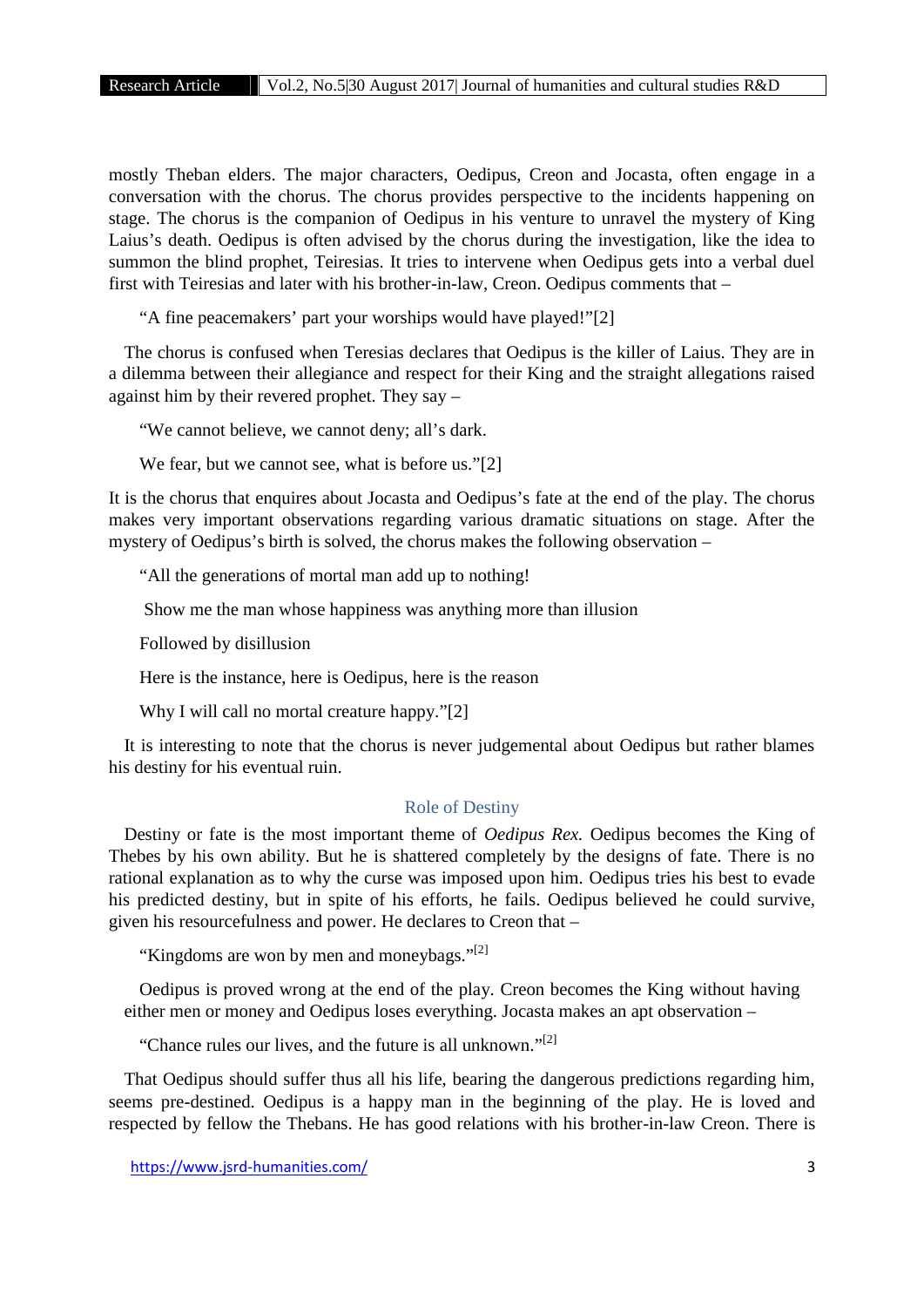mostly Theban elders. The major characters, Oedipus, Creon and Jocasta, often engage in a conversation with the chorus. The chorus provides perspective to the incidents happening on stage. The chorus is the companion of Oedipus in his venture to unravel the mystery of King Laius's death. Oedipus is often advised by the chorus during the investigation, like the idea to summon the blind prophet, Teiresias. It tries to intervene when Oedipus gets into a verbal duel first with Teiresias and later with his brother-in-law, Creon. Oedipus comments that –

"A fine peacemakers' part your worships would have played!"[2]

The chorus is confused when Teresias declares that Oedipus is the killer of Laius. They are in a dilemma between their allegiance and respect for their King and the straight allegations raised against him by their revered prophet. They say –

"We cannot believe, we cannot deny; all's dark.

We fear, but we cannot see, what is before us."[2]

It is the chorus that enquires about Jocasta and Oedipus's fate at the end of the play. The chorus makes very important observations regarding various dramatic situations on stage. After the mystery of Oedipus's birth is solved, the chorus makes the following observation –

"All the generations of mortal man add up to nothing!

Show me the man whose happiness was anything more than illusion

Followed by disillusion

Here is the instance, here is Oedipus, here is the reason

Why I will call no mortal creature happy."[2]

It is interesting to note that the chorus is never judgemental about Oedipus but rather blames his destiny for his eventual ruin.

## Role of Destiny

Destiny or fate is the most important theme of *Oedipus Rex.* Oedipus becomes the King of Thebes by his own ability. But he is shattered completely by the designs of fate. There is no rational explanation as to why the curse was imposed upon him. Oedipus tries his best to evade his predicted destiny, but in spite of his efforts, he fails. Oedipus believed he could survive, given his resourcefulness and power. He declares to Creon that –

"Kingdoms are won by men and moneybags."[2]

Oedipus is proved wrong at the end of the play. Creon becomes the King without having either men or money and Oedipus loses everything. Jocasta makes an apt observation –

"Chance rules our lives, and the future is all unknown."[2]

That Oedipus should suffer thus all his life, bearing the dangerous predictions regarding him, seems pre-destined. Oedipus is a happy man in the beginning of the play. He is loved and respected by fellow the Thebans. He has good relations with his brother-in-law Creon. There is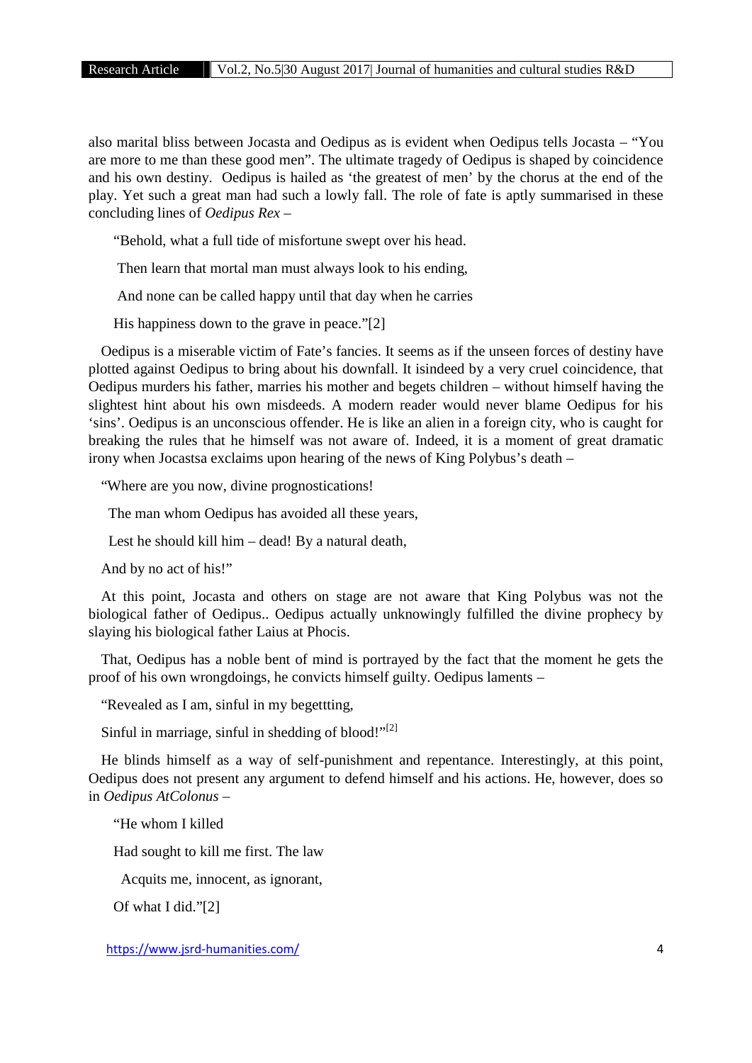also marital bliss between Jocasta and Oedipus as is evident when Oedipus tells Jocasta – "You are more to me than these good men". The ultimate tragedy of Oedipus is shaped by coincidence and his own destiny. Oedipus is hailed as 'the greatest of men' by the chorus at the end of the play. Yet such a great man had such a lowly fall. The role of fate is aptly summarised in these concluding lines of *Oedipus Rex* –

"Behold, what a full tide of misfortune swept over his head.

Then learn that mortal man must always look to his ending,

And none can be called happy until that day when he carries

His happiness down to the grave in peace."[2]

Oedipus is a miserable victim of Fate's fancies. It seems as if the unseen forces of destiny have plotted against Oedipus to bring about his downfall. It isindeed by a very cruel coincidence, that Oedipus murders his father, marries his mother and begets children – without himself having the slightest hint about his own misdeeds. A modern reader would never blame Oedipus for his 'sins'. Oedipus is an unconscious offender. He is like an alien in a foreign city, who is caught for breaking the rules that he himself was not aware of. Indeed, it is a moment of great dramatic irony when Jocastsa exclaims upon hearing of the news of King Polybus's death –

"Where are you now, divine prognostications!

The man whom Oedipus has avoided all these years,

Lest he should kill him – dead! By a natural death,

And by no act of his!"

At this point, Jocasta and others on stage are not aware that King Polybus was not the biological father of Oedipus.. Oedipus actually unknowingly fulfilled the divine prophecy by slaying his biological father Laius at Phocis.

That, Oedipus has a noble bent of mind is portrayed by the fact that the moment he gets the proof of his own wrongdoings, he convicts himself guilty. Oedipus laments –

"Revealed as I am, sinful in my begettting,

Sinful in marriage, sinful in shedding of blood!"[2]

He blinds himself as a way of self-punishment and repentance. Interestingly, at this point, Oedipus does not present any argument to defend himself and his actions. He, however, does so in *Oedipus AtColonus* –

"He whom I killed

Had sought to kill me first. The law

Acquits me, innocent, as ignorant,

Of what I did."[2]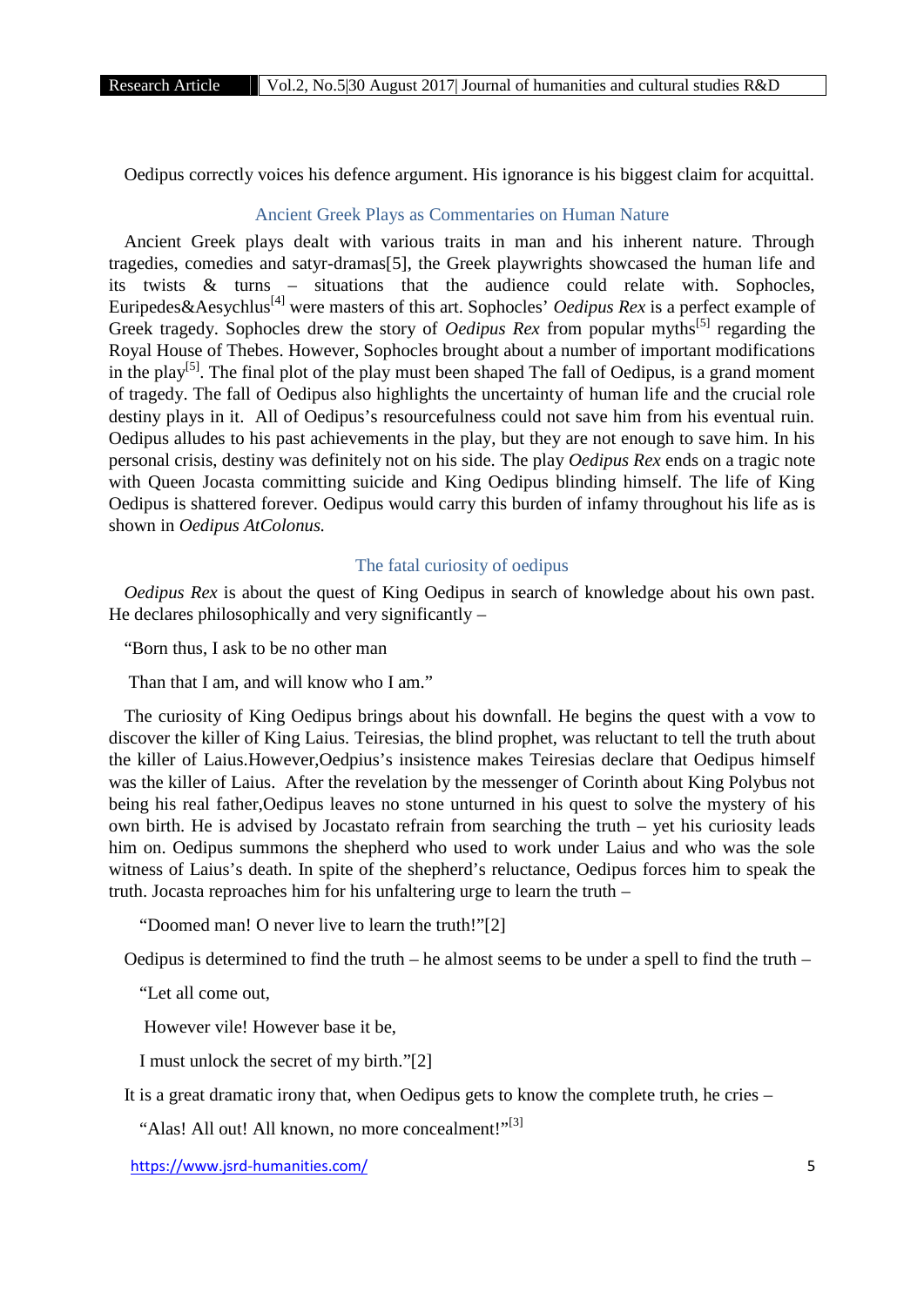Oedipus correctly voices his defence argument. His ignorance is his biggest claim for acquittal.

## Ancient Greek Plays as Commentaries on Human Nature

Ancient Greek plays dealt with various traits in man and his inherent nature. Through tragedies, comedies and satyr-dramas[5], the Greek playwrights showcased the human life and its twists & turns – situations that the audience could relate with. Sophocles, Euripedes&Aesychlus[4] were masters of this art. Sophocles' *Oedipus Rex* is a perfect example of Greek tragedy. Sophocles drew the story of *Oedipus Rex* from popular myths[5] regarding the Royal House of Thebes. However, Sophocles brought about a number of important modifications in the play[5]. The final plot of the play must been shaped The fall of Oedipus, is a grand moment of tragedy. The fall of Oedipus also highlights the uncertainty of human life and the crucial role destiny plays in it. All of Oedipus's resourcefulness could not save him from his eventual ruin. Oedipus alludes to his past achievements in the play, but they are not enough to save him. In his personal crisis, destiny was definitely not on his side. The play *Oedipus Rex* ends on a tragic note with Queen Jocasta committing suicide and King Oedipus blinding himself. The life of King Oedipus is shattered forever. Oedipus would carry this burden of infamy throughout his life as is shown in *Oedipus AtColonus.*

## The fatal curiosity of oedipus

*Oedipus Rex* is about the quest of King Oedipus in search of knowledge about his own past. He declares philosophically and very significantly –

"Born thus, I ask to be no other man

Than that I am, and will know who I am."

The curiosity of King Oedipus brings about his downfall. He begins the quest with a vow to discover the killer of King Laius. Teiresias, the blind prophet, was reluctant to tell the truth about the killer of Laius.However,Oedpius's insistence makes Teiresias declare that Oedipus himself was the killer of Laius. After the revelation by the messenger of Corinth about King Polybus not being his real father,Oedipus leaves no stone unturned in his quest to solve the mystery of his own birth. He is advised by Jocastato refrain from searching the truth – yet his curiosity leads him on. Oedipus summons the shepherd who used to work under Laius and who was the sole witness of Laius's death. In spite of the shepherd's reluctance, Oedipus forces him to speak the truth. Jocasta reproaches him for his unfaltering urge to learn the truth –

"Doomed man! O never live to learn the truth!"[2]

Oedipus is determined to find the truth – he almost seems to be under a spell to find the truth –

"Let all come out,

However vile! However base it be,

I must unlock the secret of my birth."[2]

It is a great dramatic irony that, when Oedipus gets to know the complete truth, he cries –

"Alas! All out! All known, no more concealment!"[3]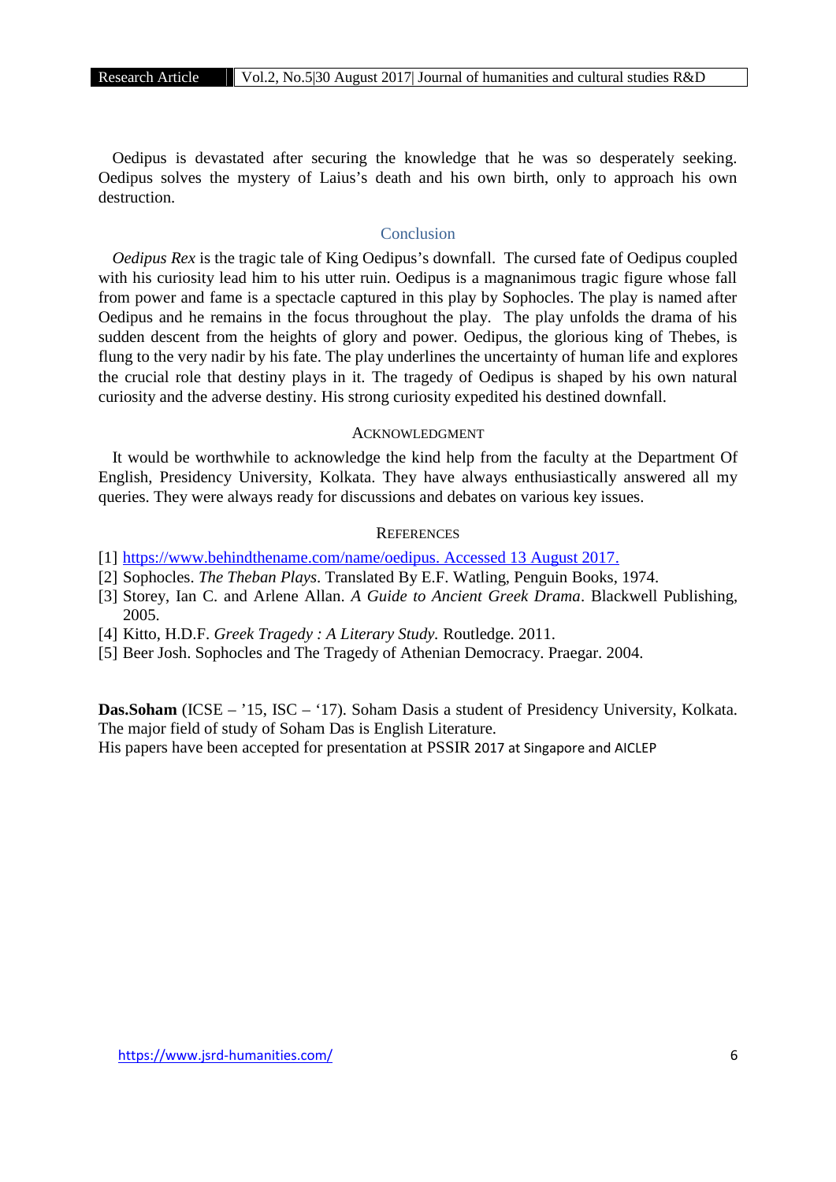Oedipus is devastated after securing the knowledge that he was so desperately seeking. Oedipus solves the mystery of Laius's death and his own birth, only to approach his own destruction.

## Conclusion

*Oedipus Rex* is the tragic tale of King Oedipus's downfall. The cursed fate of Oedipus coupled with his curiosity lead him to his utter ruin. Oedipus is a magnanimous tragic figure whose fall from power and fame is a spectacle captured in this play by Sophocles. The play is named after Oedipus and he remains in the focus throughout the play. The play unfolds the drama of his sudden descent from the heights of glory and power. Oedipus, the glorious king of Thebes, is flung to the very nadir by his fate. The play underlines the uncertainty of human life and explores the crucial role that destiny plays in it. The tragedy of Oedipus is shaped by his own natural curiosity and the adverse destiny. His strong curiosity expedited his destined downfall.

## Acknowledgment

It would be worthwhile to acknowledge the kind help from the faculty at the Department Of English, Presidency University, Kolkata. They have always enthusiastically answered all my queries. They were always ready for discussions and debates on various key issues.

## References

[1] https://www.behindthename.com/name/oedipus. Accessed 13 August 2017.
[2] Sophocles. *The Theban Plays*. Translated By E.F. Watling, Penguin Books, 1974.
[3] Storey, Ian C. and Arlene Allan. *A Guide to Ancient Greek Drama*. Blackwell Publishing, 2005.
[4] Kitto, H.D.F. *Greek Tragedy : A Literary Study.* Routledge. 2011.
[5] Beer Josh. Sophocles and The Tragedy of Athenian Democracy. Praegar. 2004.

**Das.Soham** (ICSE – '15, ISC – '17). Soham Dasis a student of Presidency University, Kolkata. The major field of study of Soham Das is English Literature.
His papers have been accepted for presentation at PSSIR 2017 at Singapore and AICLEP